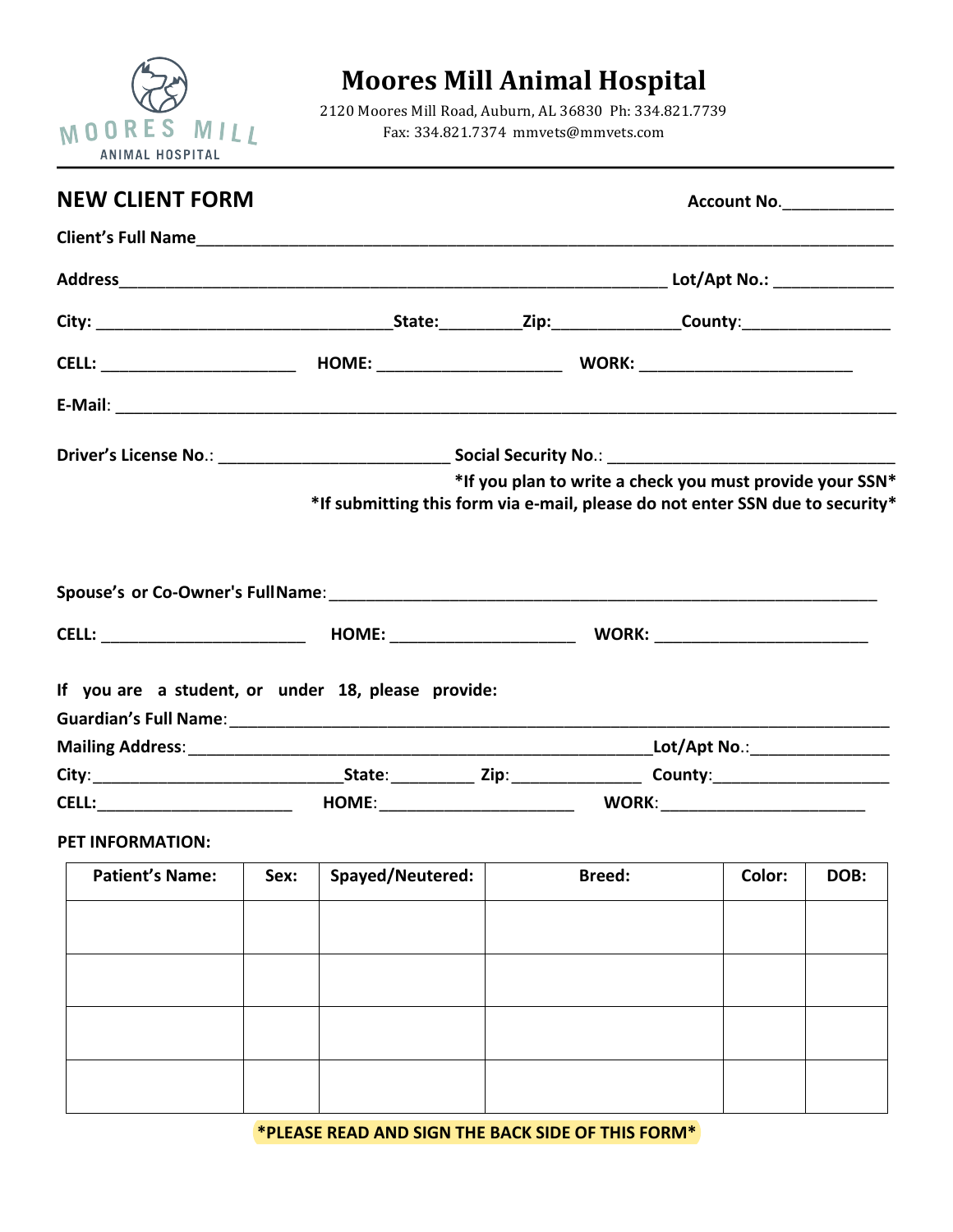# Moores Mill Animal Hospital

2120 Moores Mill Road, Auburn, AL 36830 Ph: 334.821.7739
Fax: 334.821.7374 mmvets@mmvets.com

## NEW CLIENT FORM

**Account No.**____________

**Client's Full Name**______________________________________________________________________________

**Address**____________________________________________________________ **Lot/Apt No.:** _____________

**City:** _________________________________**State:**_________**Zip:**______________**County:**________________

**CELL:** ______________________ **HOME:** ____________________ **WORK:** _______________________

**E-Mail:** ________________________________________________________________________________________

**Driver's License No.:** _________________________ **Social Security No.:** _______________________________

**\*If you plan to write a check you must provide your SSN\***
**\*If submitting this form via e-mail, please do not enter SSN due to security\***

**Spouse's or Co-Owner's Full Name:**____________________________________________________________

**CELL:** ______________________ **HOME:** ____________________ **WORK:** _______________________

**If you are a student, or under 18, please provide:**

**Guardian's Full Name:**_____________________________________________________________________

**Mailing Address:**___________________________________________________**Lot/Apt No.:**_______________

**City:**___________________________**State:**_________ **Zip:**______________ **County:**___________________

**CELL:**______________________ **HOME:**______________________ **WORK:**______________________

**PET INFORMATION:**

| Patient's Name: | Sex: | Spayed/Neutered: | Breed: | Color: | DOB: |
|---|---|---|---|---|---|
| | | | | | |
| | | | | | |
| | | | | | |
| | | | | | |

**\*PLEASE READ AND SIGN THE BACK SIDE OF THIS FORM\***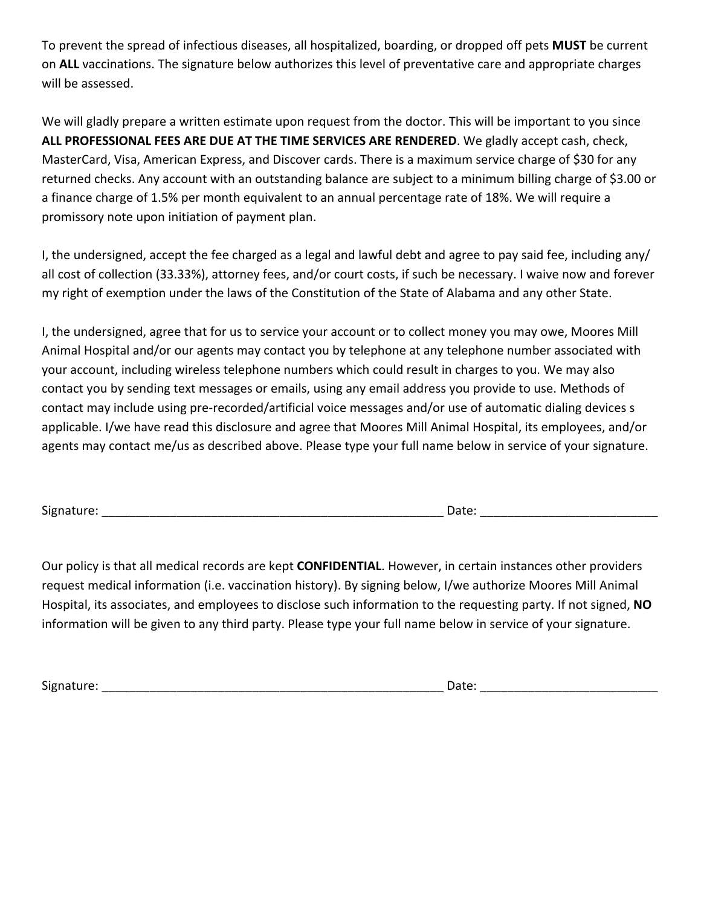To prevent the spread of infectious diseases, all hospitalized, boarding, or dropped off pets **MUST** be current on **ALL** vaccinations. The signature below authorizes this level of preventative care and appropriate charges will be assessed.

We will gladly prepare a written estimate upon request from the doctor. This will be important to you since **ALL PROFESSIONAL FEES ARE DUE AT THE TIME SERVICES ARE RENDERED**. We gladly accept cash, check, MasterCard, Visa, American Express, and Discover cards. There is a maximum service charge of $30 for any returned checks. Any account with an outstanding balance are subject to a minimum billing charge of $3.00 or a finance charge of 1.5% per month equivalent to an annual percentage rate of 18%. We will require a promissory note upon initiation of payment plan.

I, the undersigned, accept the fee charged as a legal and lawful debt and agree to pay said fee, including any/ all cost of collection (33.33%), attorney fees, and/or court costs, if such be necessary. I waive now and forever my right of exemption under the laws of the Constitution of the State of Alabama and any other State.

I, the undersigned, agree that for us to service your account or to collect money you may owe, Moores Mill Animal Hospital and/or our agents may contact you by telephone at any telephone number associated with your account, including wireless telephone numbers which could result in charges to you. We may also contact you by sending text messages or emails, using any email address you provide to use. Methods of contact may include using pre-recorded/artificial voice messages and/or use of automatic dialing devices s applicable. I/we have read this disclosure and agree that Moores Mill Animal Hospital, its employees, and/or agents may contact me/us as described above. Please type your full name below in service of your signature.

Signature: ____________________________________________________ Date: __________________________

Our policy is that all medical records are kept **CONFIDENTIAL**. However, in certain instances other providers request medical information (i.e. vaccination history). By signing below, I/we authorize Moores Mill Animal Hospital, its associates, and employees to disclose such information to the requesting party. If not signed, **NO** information will be given to any third party. Please type your full name below in service of your signature.

Signature: ____________________________________________________ Date: __________________________